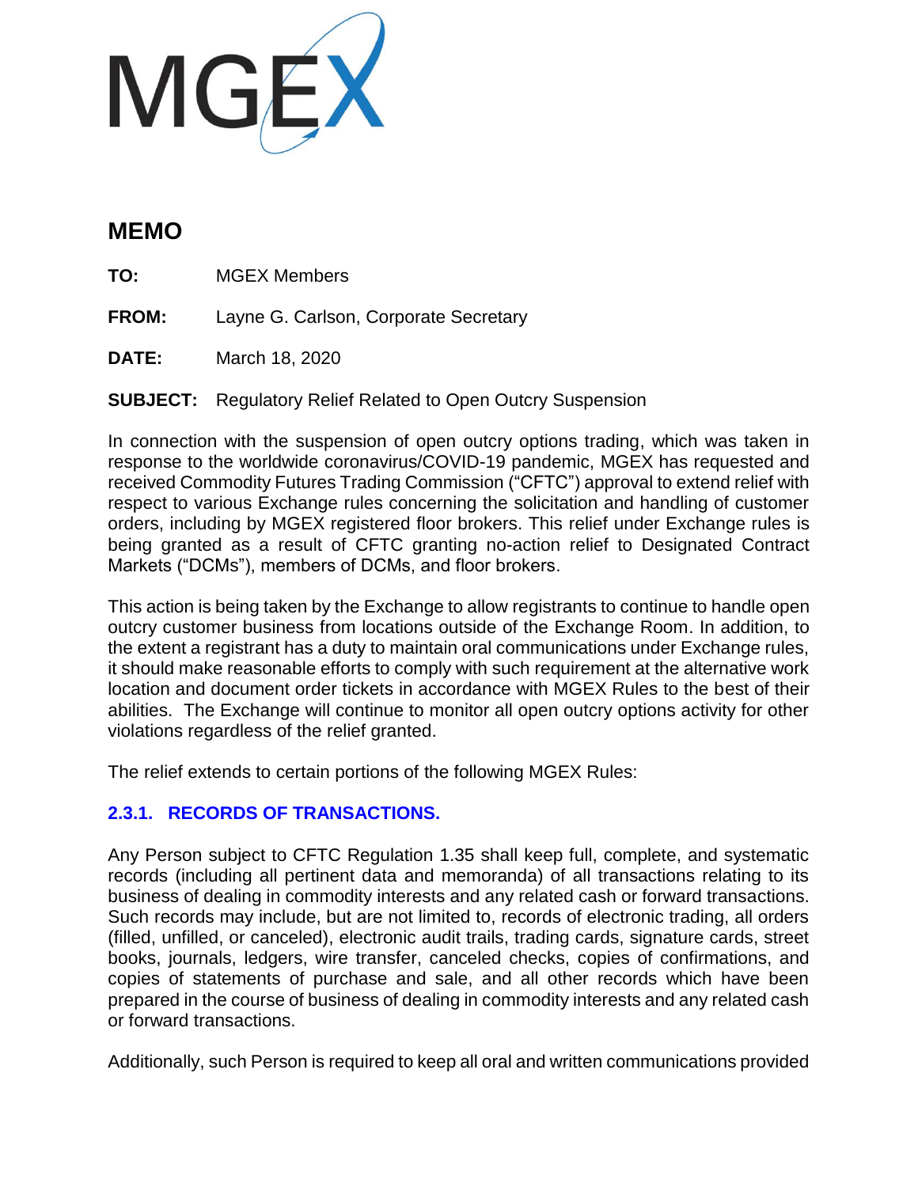MGEX

# MEMO

**TO:** MGEX Members

**FROM:** Layne G. Carlson, Corporate Secretary

**DATE:** March 18, 2020

**SUBJECT:** Regulatory Relief Related to Open Outcry Suspension

In connection with the suspension of open outcry options trading, which was taken in response to the worldwide coronavirus/COVID-19 pandemic, MGEX has requested and received Commodity Futures Trading Commission ("CFTC") approval to extend relief with respect to various Exchange rules concerning the solicitation and handling of customer orders, including by MGEX registered floor brokers. This relief under Exchange rules is being granted as a result of CFTC granting no-action relief to Designated Contract Markets ("DCMs"), members of DCMs, and floor brokers.

This action is being taken by the Exchange to allow registrants to continue to handle open outcry customer business from locations outside of the Exchange Room. In addition, to the extent a registrant has a duty to maintain oral communications under Exchange rules, it should make reasonable efforts to comply with such requirement at the alternative work location and document order tickets in accordance with MGEX Rules to the best of their abilities. The Exchange will continue to monitor all open outcry options activity for other violations regardless of the relief granted.

The relief extends to certain portions of the following MGEX Rules:

### 2.3.1. RECORDS OF TRANSACTIONS.

Any Person subject to CFTC Regulation 1.35 shall keep full, complete, and systematic records (including all pertinent data and memoranda) of all transactions relating to its business of dealing in commodity interests and any related cash or forward transactions. Such records may include, but are not limited to, records of electronic trading, all orders (filled, unfilled, or canceled), electronic audit trails, trading cards, signature cards, street books, journals, ledgers, wire transfer, canceled checks, copies of confirmations, and copies of statements of purchase and sale, and all other records which have been prepared in the course of business of dealing in commodity interests and any related cash or forward transactions.

Additionally, such Person is required to keep all oral and written communications provided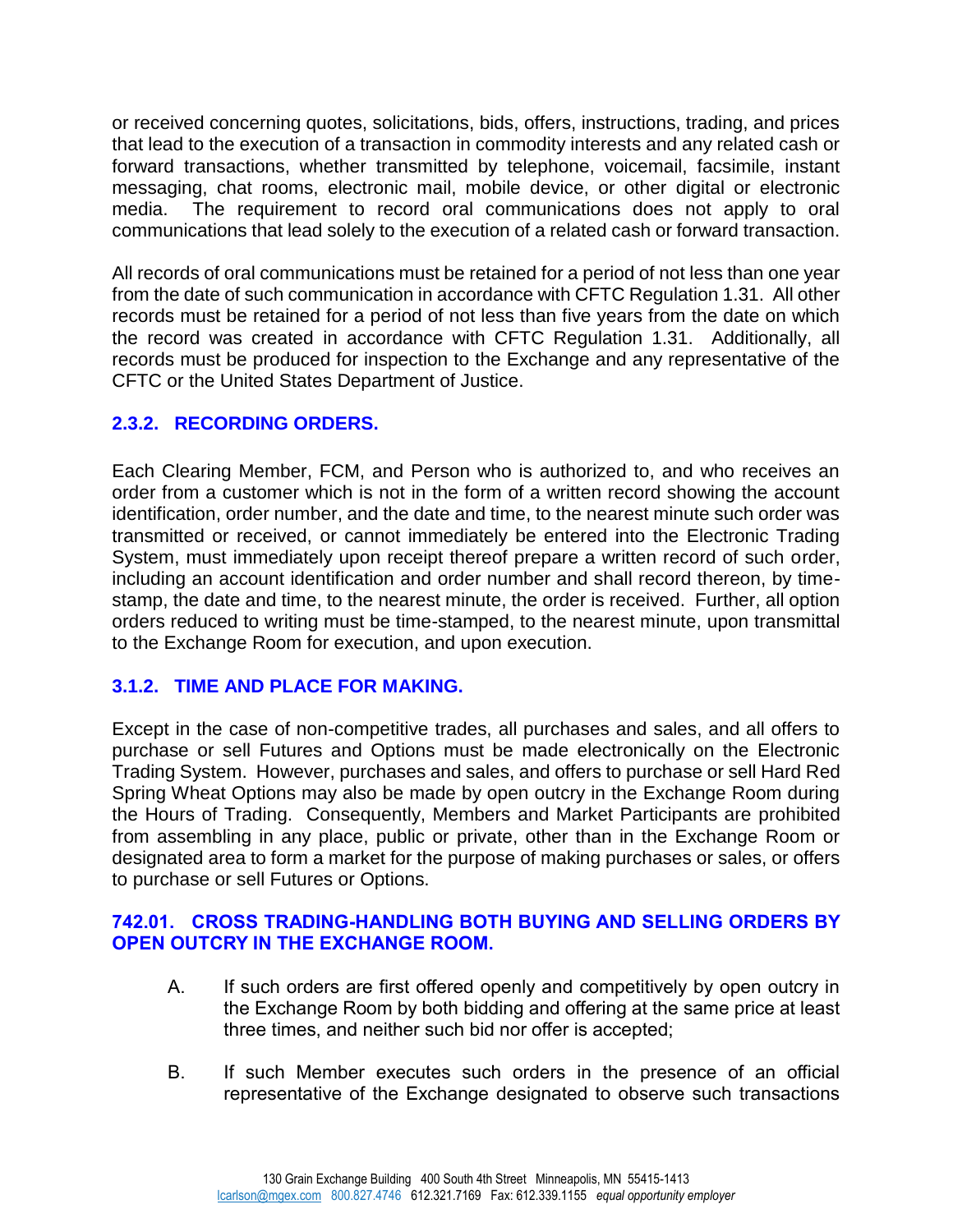or received concerning quotes, solicitations, bids, offers, instructions, trading, and prices that lead to the execution of a transaction in commodity interests and any related cash or forward transactions, whether transmitted by telephone, voicemail, facsimile, instant messaging, chat rooms, electronic mail, mobile device, or other digital or electronic media. The requirement to record oral communications does not apply to oral communications that lead solely to the execution of a related cash or forward transaction.

All records of oral communications must be retained for a period of not less than one year from the date of such communication in accordance with CFTC Regulation 1.31. All other records must be retained for a period of not less than five years from the date on which the record was created in accordance with CFTC Regulation 1.31. Additionally, all records must be produced for inspection to the Exchange and any representative of the CFTC or the United States Department of Justice.

### 2.3.2. RECORDING ORDERS.

Each Clearing Member, FCM, and Person who is authorized to, and who receives an order from a customer which is not in the form of a written record showing the account identification, order number, and the date and time, to the nearest minute such order was transmitted or received, or cannot immediately be entered into the Electronic Trading System, must immediately upon receipt thereof prepare a written record of such order, including an account identification and order number and shall record thereon, by time-stamp, the date and time, to the nearest minute, the order is received. Further, all option orders reduced to writing must be time-stamped, to the nearest minute, upon transmittal to the Exchange Room for execution, and upon execution.

### 3.1.2. TIME AND PLACE FOR MAKING.

Except in the case of non-competitive trades, all purchases and sales, and all offers to purchase or sell Futures and Options must be made electronically on the Electronic Trading System. However, purchases and sales, and offers to purchase or sell Hard Red Spring Wheat Options may also be made by open outcry in the Exchange Room during the Hours of Trading. Consequently, Members and Market Participants are prohibited from assembling in any place, public or private, other than in the Exchange Room or designated area to form a market for the purpose of making purchases or sales, or offers to purchase or sell Futures or Options.

### 742.01. CROSS TRADING-HANDLING BOTH BUYING AND SELLING ORDERS BY OPEN OUTCRY IN THE EXCHANGE ROOM.

A. If such orders are first offered openly and competitively by open outcry in the Exchange Room by both bidding and offering at the same price at least three times, and neither such bid nor offer is accepted;

B. If such Member executes such orders in the presence of an official representative of the Exchange designated to observe such transactions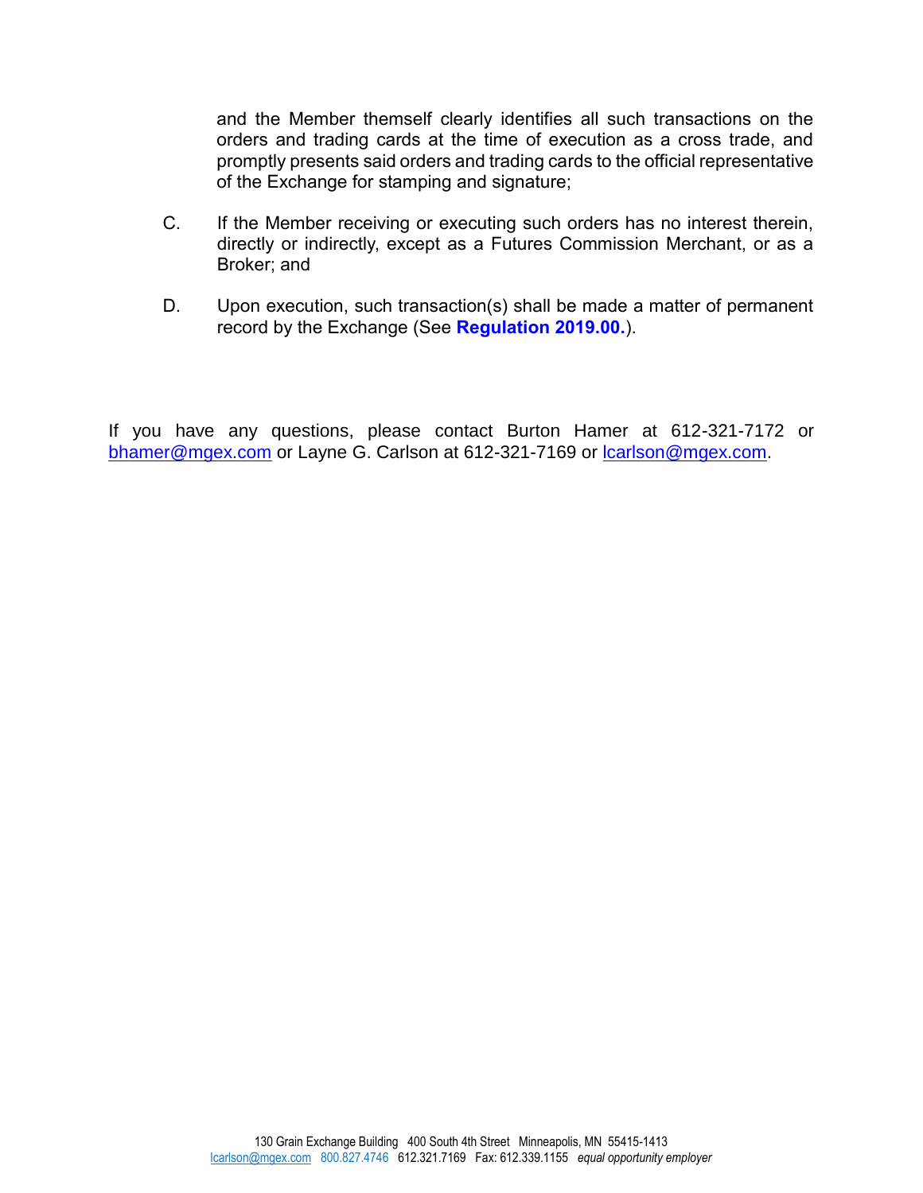and the Member themself clearly identifies all such transactions on the orders and trading cards at the time of execution as a cross trade, and promptly presents said orders and trading cards to the official representative of the Exchange for stamping and signature;

C. If the Member receiving or executing such orders has no interest therein, directly or indirectly, except as a Futures Commission Merchant, or as a Broker; and

D. Upon execution, such transaction(s) shall be made a matter of permanent record by the Exchange (See **Regulation 2019.00.**).

If you have any questions, please contact Burton Hamer at 612-321-7172 or bhamer@mgex.com or Layne G. Carlson at 612-321-7169 or lcarlson@mgex.com.